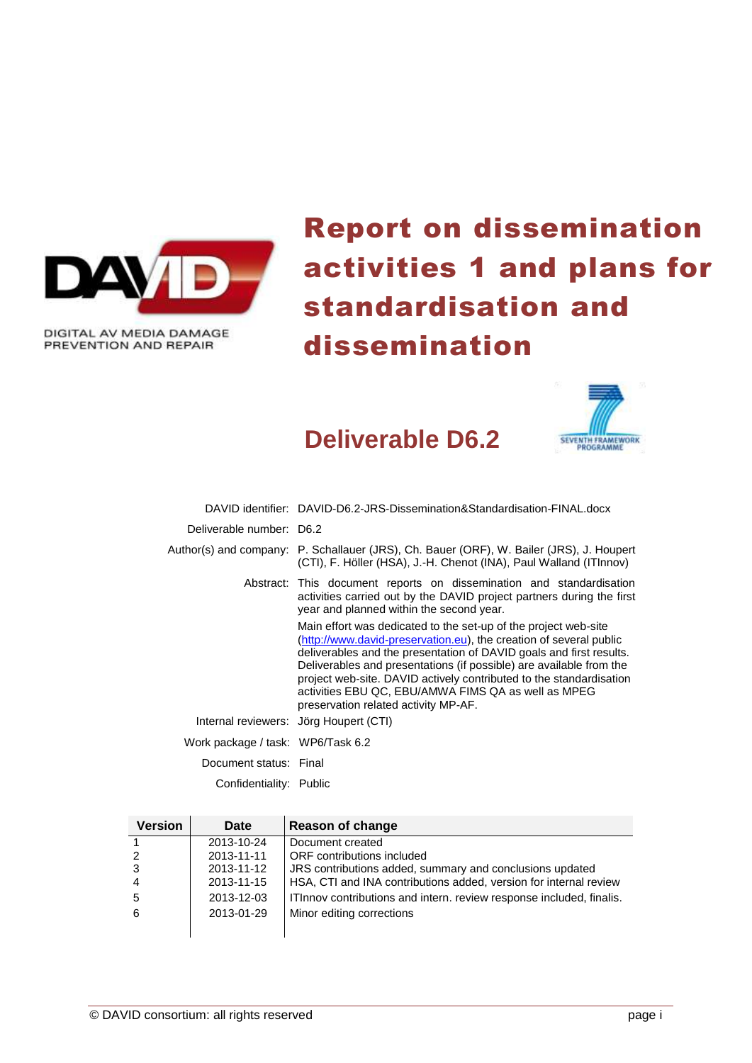DIGITAL AV MEDIA DAMAGE PREVENTION AND REPAIR

# Report on dissemination activities 1 and plans for standardisation and dissemination

## Deliverable D6.2

SEVENTH FRAMEWORK PROGRAMME

| | |
|---|---|
| DAVID identifier: | DAVID-D6.2-JRS-Dissemination&Standardisation-FINAL.docx |
| Deliverable number: | D6.2 |
| Author(s) and company: | P. Schallauer (JRS), Ch. Bauer (ORF), W. Bailer (JRS), J. Houpert (CTI), F. Höller (HSA), J.-H. Chenot (INA), Paul Walland (ITInnov) |
| Abstract: | This document reports on dissemination and standardisation activities carried out by the DAVID project partners during the first year and planned within the second year. Main effort was dedicated to the set-up of the project web-site (http://www.david-preservation.eu), the creation of several public deliverables and the presentation of DAVID goals and first results. Deliverables and presentations (if possible) are available from the project web-site. DAVID actively contributed to the standardisation activities EBU QC, EBU/AMWA FIMS QA as well as MPEG preservation related activity MP-AF. |
| Internal reviewers: | Jörg Houpert (CTI) |
| Work package / task: | WP6/Task 6.2 |
| Document status: | Final |
| Confidentiality: | Public |

| Version | Date | Reason of change |
|---|---|---|
| 1 | 2013-10-24 | Document created |
| 2 | 2013-11-11 | ORF contributions included |
| 3 | 2013-11-12 | JRS contributions added, summary and conclusions updated |
| 4 | 2013-11-15 | HSA, CTI and INA contributions added, version for internal review |
| 5 | 2013-12-03 | ITInnov contributions and intern. review response included, finalis. |
| 6 | 2013-01-29 | Minor editing corrections |

© DAVID consortium: all rights reserved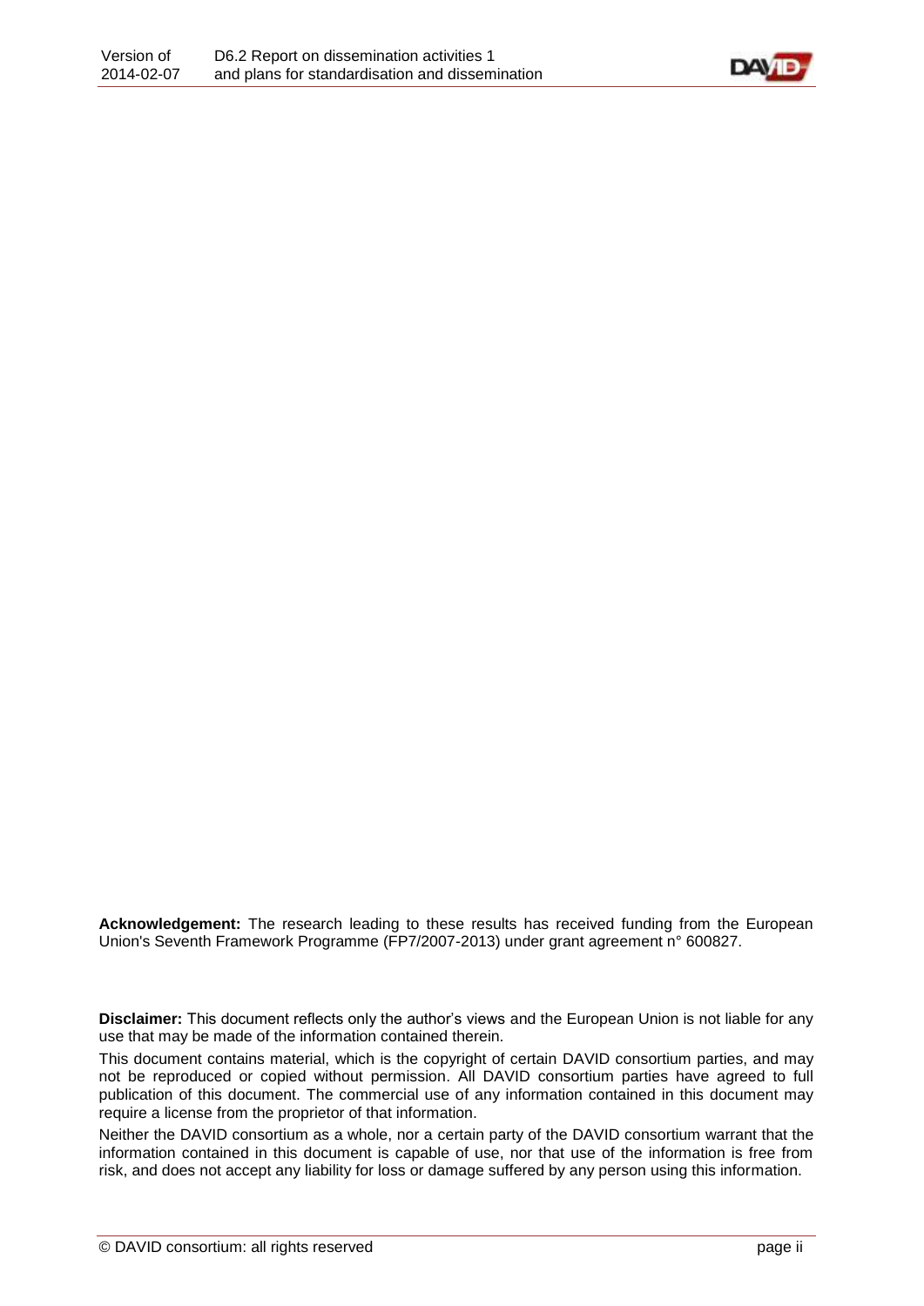**Acknowledgement:** The research leading to these results has received funding from the European Union's Seventh Framework Programme (FP7/2007-2013) under grant agreement n° 600827.

**Disclaimer:** This document reflects only the author's views and the European Union is not liable for any use that may be made of the information contained therein.

This document contains material, which is the copyright of certain DAVID consortium parties, and may not be reproduced or copied without permission. All DAVID consortium parties have agreed to full publication of this document. The commercial use of any information contained in this document may require a license from the proprietor of that information.

Neither the DAVID consortium as a whole, nor a certain party of the DAVID consortium warrant that the information contained in this document is capable of use, nor that use of the information is free from risk, and does not accept any liability for loss or damage suffered by any person using this information.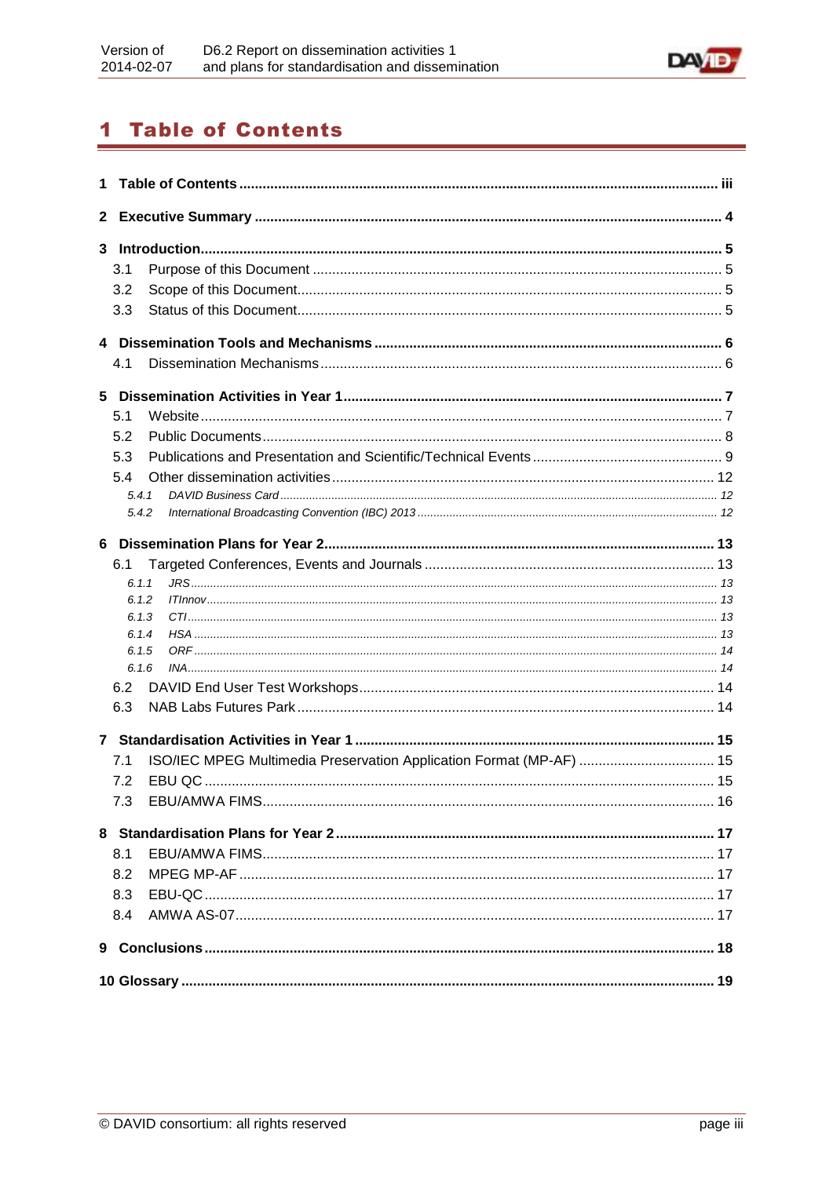# 1 Table of Contents

1 Table of Contents .......... iii

2 Executive Summary .......... 4

3 Introduction .......... 5

- 3.1 Purpose of this Document .......... 5
- 3.2 Scope of this Document .......... 5
- 3.3 Status of this Document .......... 5

4 Dissemination Tools and Mechanisms .......... 6

- 4.1 Dissemination Mechanisms .......... 6

5 Dissemination Activities in Year 1 .......... 7

- 5.1 Website .......... 7
- 5.2 Public Documents .......... 8
- 5.3 Publications and Presentation and Scientific/Technical Events .......... 9
- 5.4 Other dissemination activities .......... 12
  - *5.4.1 DAVID Business Card .......... 12*
  - *5.4.2 International Broadcasting Convention (IBC) 2013 .......... 12*

6 Dissemination Plans for Year 2 .......... 13

- 6.1 Targeted Conferences, Events and Journals .......... 13
  - *6.1.1 JRS .......... 13*
  - *6.1.2 ITInnov .......... 13*
  - *6.1.3 CTI .......... 13*
  - *6.1.4 HSA .......... 13*
  - *6.1.5 ORF .......... 14*
  - *6.1.6 INA .......... 14*
- 6.2 DAVID End User Test Workshops .......... 14
- 6.3 NAB Labs Futures Park .......... 14

7 Standardisation Activities in Year 1 .......... 15

- 7.1 ISO/IEC MPEG Multimedia Preservation Application Format (MP-AF) .......... 15
- 7.2 EBU QC .......... 15
- 7.3 EBU/AMWA FIMS .......... 16

8 Standardisation Plans for Year 2 .......... 17

- 8.1 EBU/AMWA FIMS .......... 17
- 8.2 MPEG MP-AF .......... 17
- 8.3 EBU-QC .......... 17
- 8.4 AMWA AS-07 .......... 17

9 Conclusions .......... 18

10 Glossary .......... 19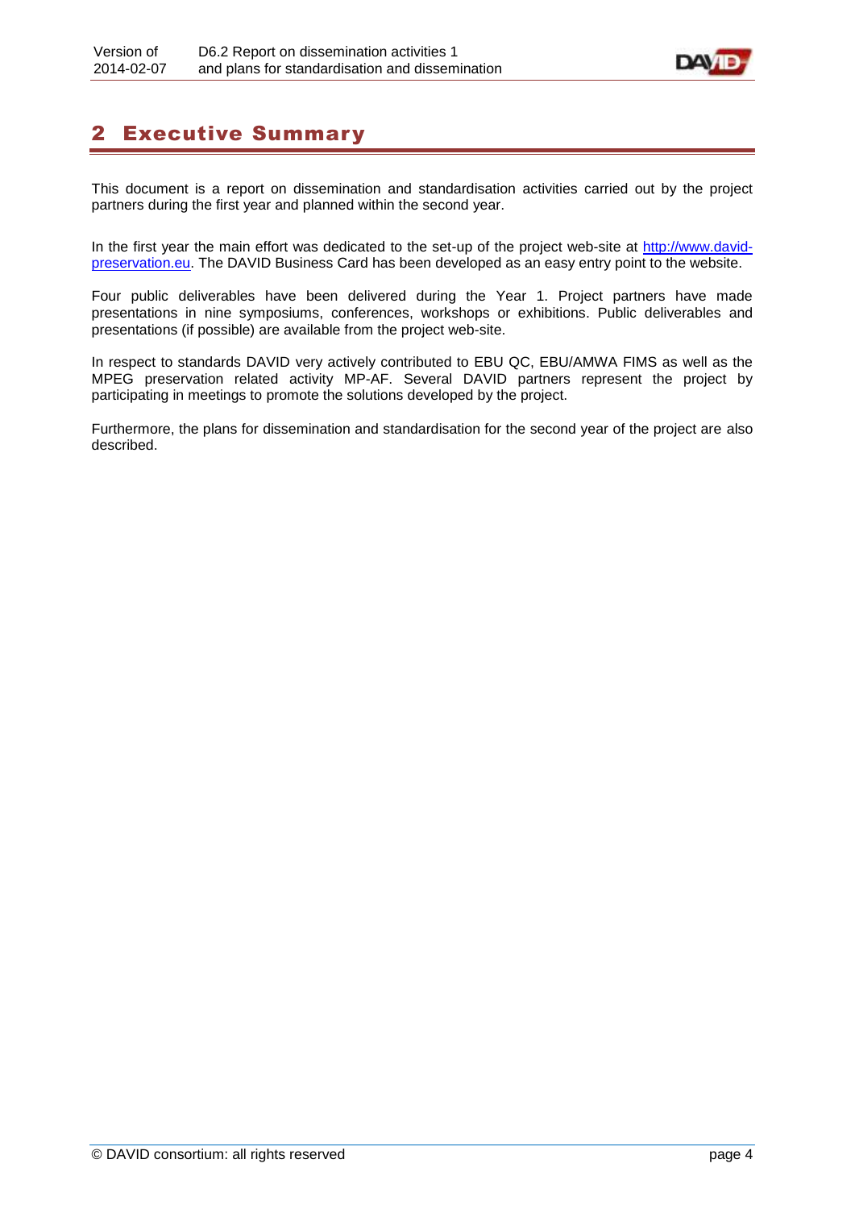# 2 Executive Summary

This document is a report on dissemination and standardisation activities carried out by the project partners during the first year and planned within the second year.

In the first year the main effort was dedicated to the set-up of the project web-site at http://www.david-preservation.eu. The DAVID Business Card has been developed as an easy entry point to the website.

Four public deliverables have been delivered during the Year 1. Project partners have made presentations in nine symposiums, conferences, workshops or exhibitions. Public deliverables and presentations (if possible) are available from the project web-site.

In respect to standards DAVID very actively contributed to EBU QC, EBU/AMWA FIMS as well as the MPEG preservation related activity MP-AF. Several DAVID partners represent the project by participating in meetings to promote the solutions developed by the project.

Furthermore, the plans for dissemination and standardisation for the second year of the project are also described.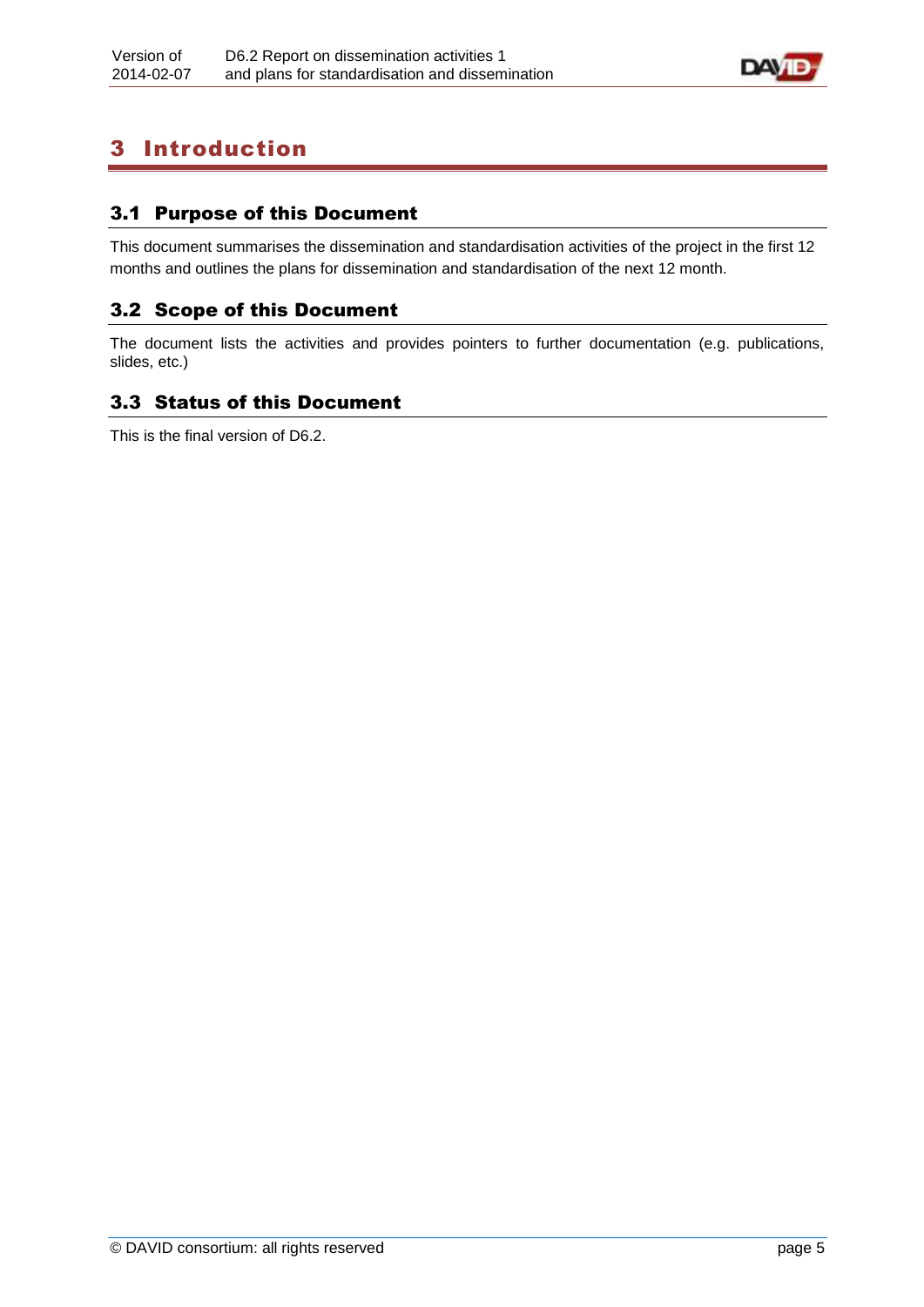# 3 Introduction

## 3.1 Purpose of this Document

This document summarises the dissemination and standardisation activities of the project in the first 12 months and outlines the plans for dissemination and standardisation of the next 12 month.

## 3.2 Scope of this Document

The document lists the activities and provides pointers to further documentation (e.g. publications, slides, etc.)

## 3.3 Status of this Document

This is the final version of D6.2.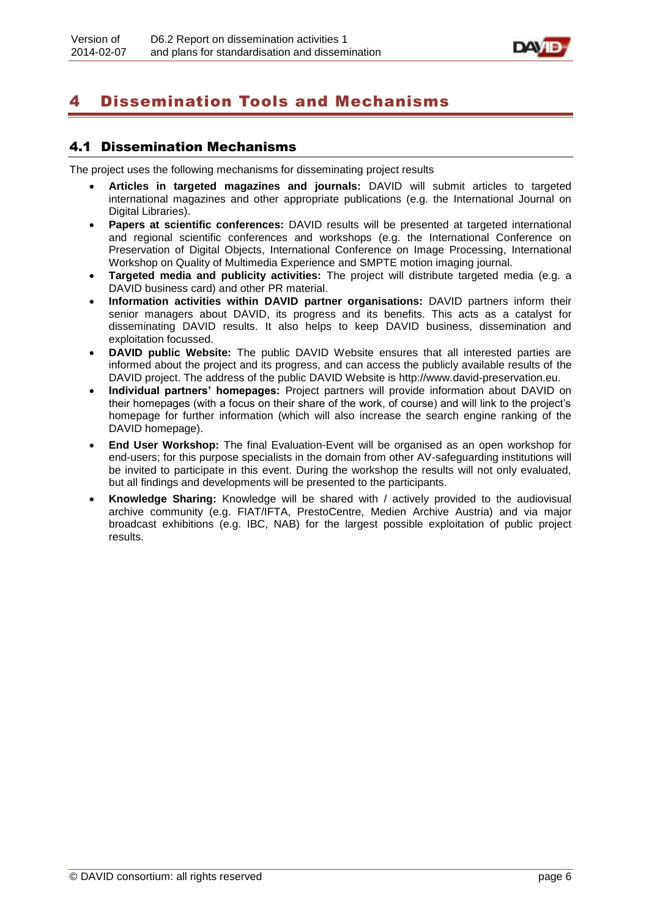# 4 Dissemination Tools and Mechanisms

## 4.1 Dissemination Mechanisms

The project uses the following mechanisms for disseminating project results

- **Articles in targeted magazines and journals:** DAVID will submit articles to targeted international magazines and other appropriate publications (e.g. the International Journal on Digital Libraries).
- **Papers at scientific conferences:** DAVID results will be presented at targeted international and regional scientific conferences and workshops (e.g. the International Conference on Preservation of Digital Objects, International Conference on Image Processing, International Workshop on Quality of Multimedia Experience and SMPTE motion imaging journal.
- **Targeted media and publicity activities:** The project will distribute targeted media (e.g. a DAVID business card) and other PR material.
- **Information activities within DAVID partner organisations:** DAVID partners inform their senior managers about DAVID, its progress and its benefits. This acts as a catalyst for disseminating DAVID results. It also helps to keep DAVID business, dissemination and exploitation focussed.
- **DAVID public Website:** The public DAVID Website ensures that all interested parties are informed about the project and its progress, and can access the publicly available results of the DAVID project. The address of the public DAVID Website is http://www.david-preservation.eu.
- **Individual partners' homepages:** Project partners will provide information about DAVID on their homepages (with a focus on their share of the work, of course) and will link to the project's homepage for further information (which will also increase the search engine ranking of the DAVID homepage).
- **End User Workshop:** The final Evaluation-Event will be organised as an open workshop for end-users; for this purpose specialists in the domain from other AV-safeguarding institutions will be invited to participate in this event. During the workshop the results will not only evaluated, but all findings and developments will be presented to the participants.
- **Knowledge Sharing:** Knowledge will be shared with / actively provided to the audiovisual archive community (e.g. FIAT/IFTA, PrestoCentre, Medien Archive Austria) and via major broadcast exhibitions (e.g. IBC, NAB) for the largest possible exploitation of public project results.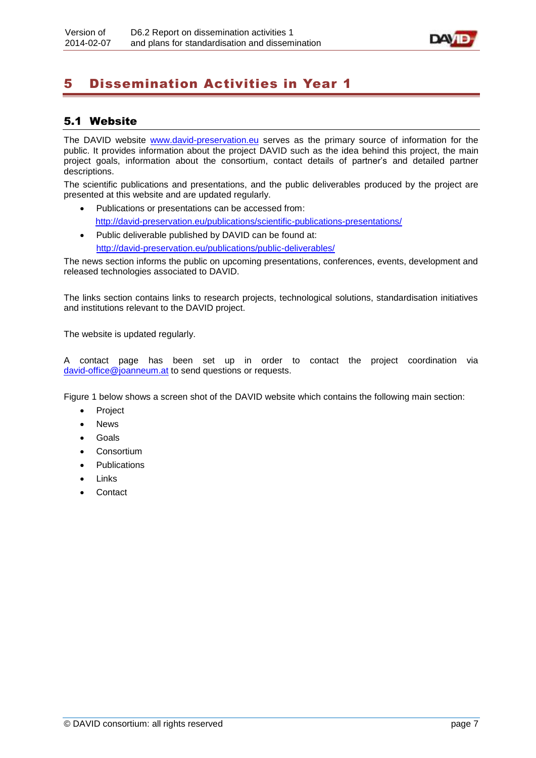# 5 Dissemination Activities in Year 1

## 5.1 Website

The DAVID website [www.david-preservation.eu](http://www.david-preservation.eu) serves as the primary source of information for the public. It provides information about the project DAVID such as the idea behind this project, the main project goals, information about the consortium, contact details of partner's and detailed partner descriptions.

The scientific publications and presentations, and the public deliverables produced by the project are presented at this website and are updated regularly.

- Publications or presentations can be accessed from:
  http://david-preservation.eu/publications/scientific-publications-presentations/
- Public deliverable published by DAVID can be found at:
  http://david-preservation.eu/publications/public-deliverables/

The news section informs the public on upcoming presentations, conferences, events, development and released technologies associated to DAVID.

The links section contains links to research projects, technological solutions, standardisation initiatives and institutions relevant to the DAVID project.

The website is updated regularly.

A contact page has been set up in order to contact the project coordination via david-office@joanneum.at to send questions or requests.

Figure 1 below shows a screen shot of the DAVID website which contains the following main section:

- Project
- News
- Goals
- Consortium
- Publications
- Links
- Contact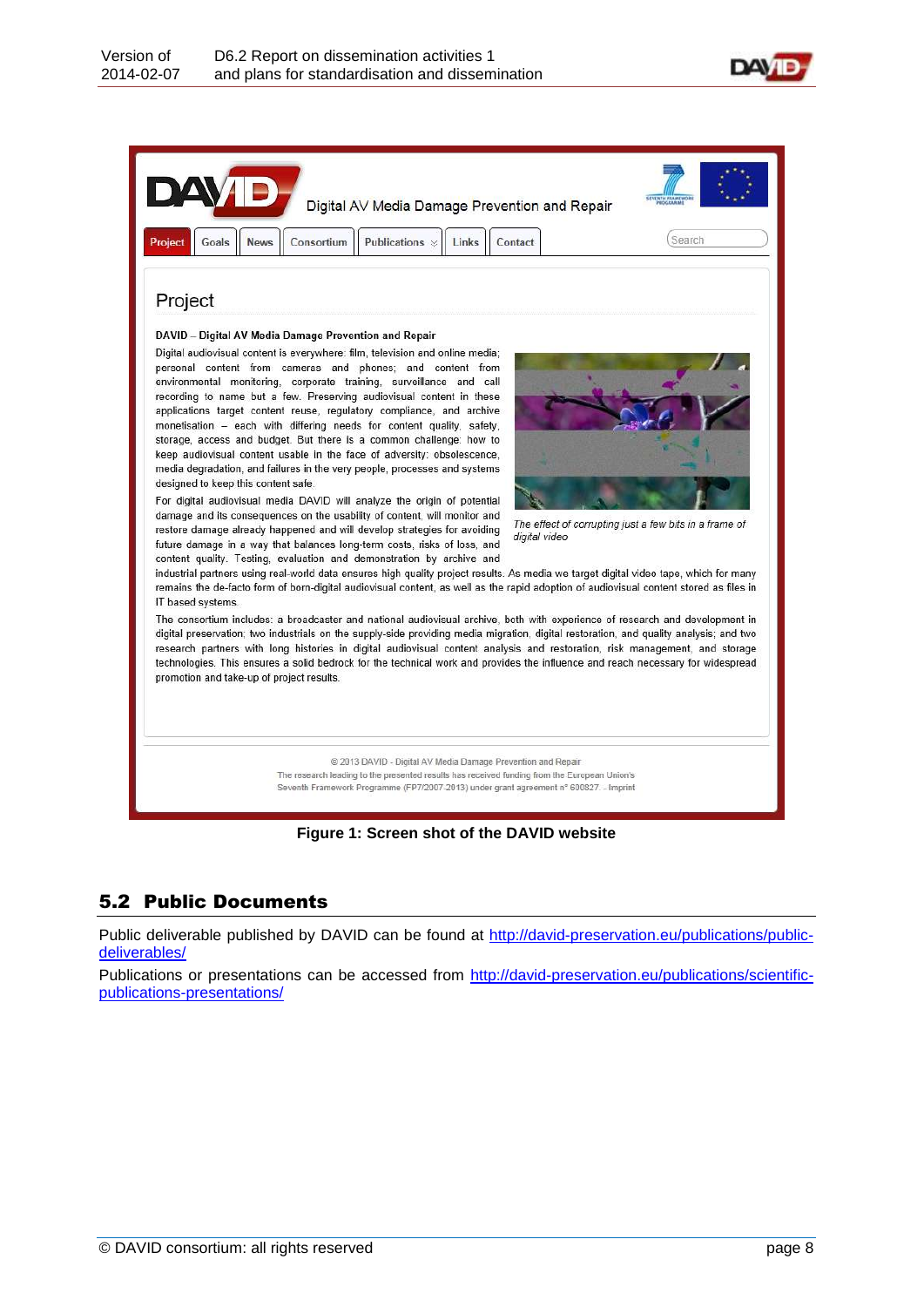**Figure 1: Screen shot of the DAVID website**

## 5.2 Public Documents

Public deliverable published by DAVID can be found at http://david-preservation.eu/publications/public-deliverables/

Publications or presentations can be accessed from http://david-preservation.eu/publications/scientific-publications-presentations/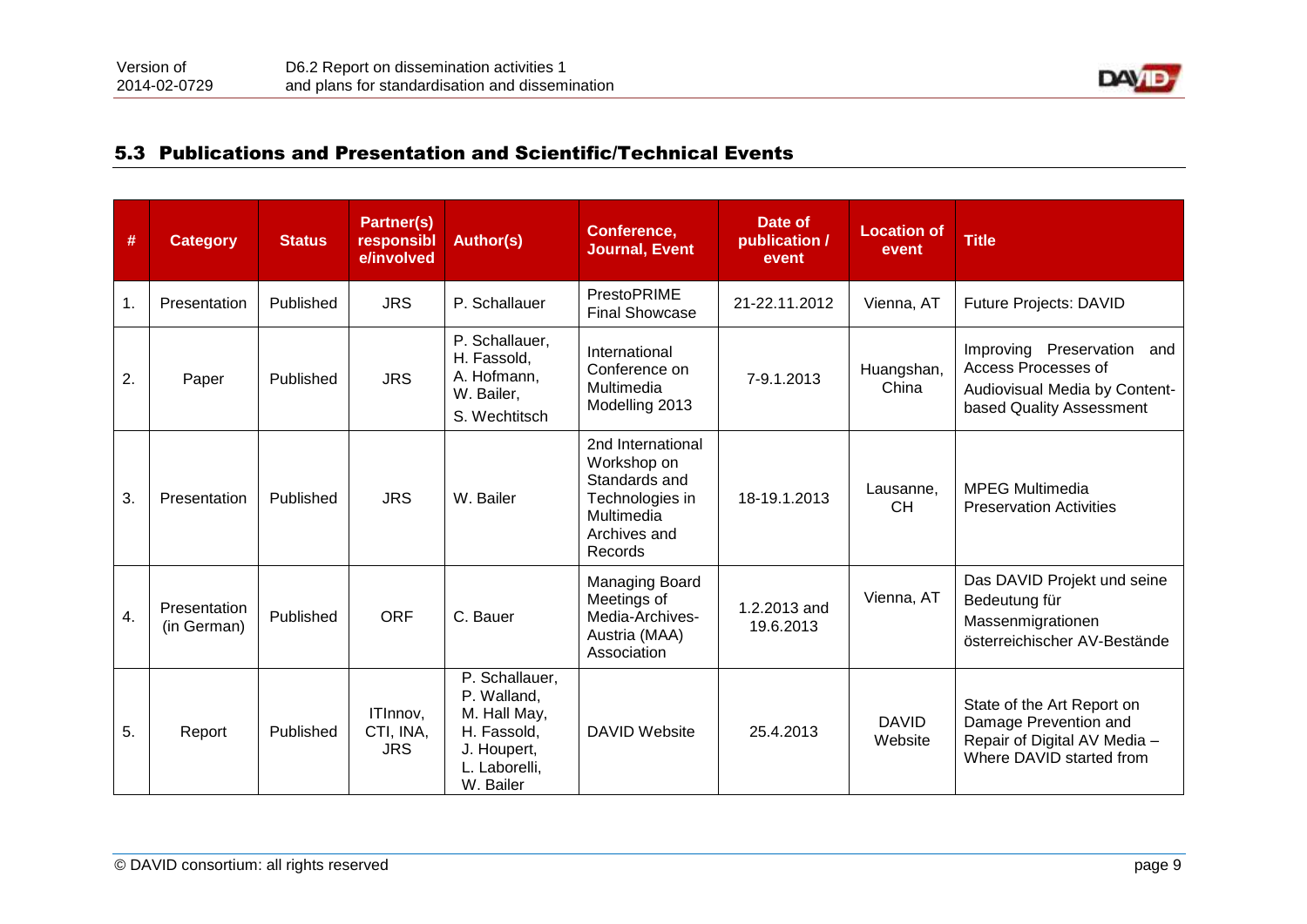## 5.3 Publications and Presentation and Scientific/Technical Events

| # | Category | Status | Partner(s) responsible/involved | Author(s) | Conference, Journal, Event | Date of publication / event | Location of event | Title |
|---|---|---|---|---|---|---|---|---|
| 1. | Presentation | Published | JRS | P. Schallauer | PrestoPRIME Final Showcase | 21-22.11.2012 | Vienna, AT | Future Projects: DAVID |
| 2. | Paper | Published | JRS | P. Schallauer, H. Fassold, A. Hofmann, W. Bailer, S. Wechtitsch | International Conference on Multimedia Modelling 2013 | 7-9.1.2013 | Huangshan, China | Improving Preservation and Access Processes of Audiovisual Media by Content-based Quality Assessment |
| 3. | Presentation | Published | JRS | W. Bailer | 2nd International Workshop on Standards and Technologies in Multimedia Archives and Records | 18-19.1.2013 | Lausanne, CH | MPEG Multimedia Preservation Activities |
| 4. | Presentation (in German) | Published | ORF | C. Bauer | Managing Board Meetings of Media-Archives-Austria (MAA) Association | 1.2.2013 and 19.6.2013 | Vienna, AT | Das DAVID Projekt und seine Bedeutung für Massenmigrationen österreichischer AV-Bestände |
| 5. | Report | Published | ITInnov, CTI, INA, JRS | P. Schallauer, P. Walland, M. Hall May, H. Fassold, J. Houpert, L. Laborelli, W. Bailer | DAVID Website | 25.4.2013 | DAVID Website | State of the Art Report on Damage Prevention and Repair of Digital AV Media – Where DAVID started from |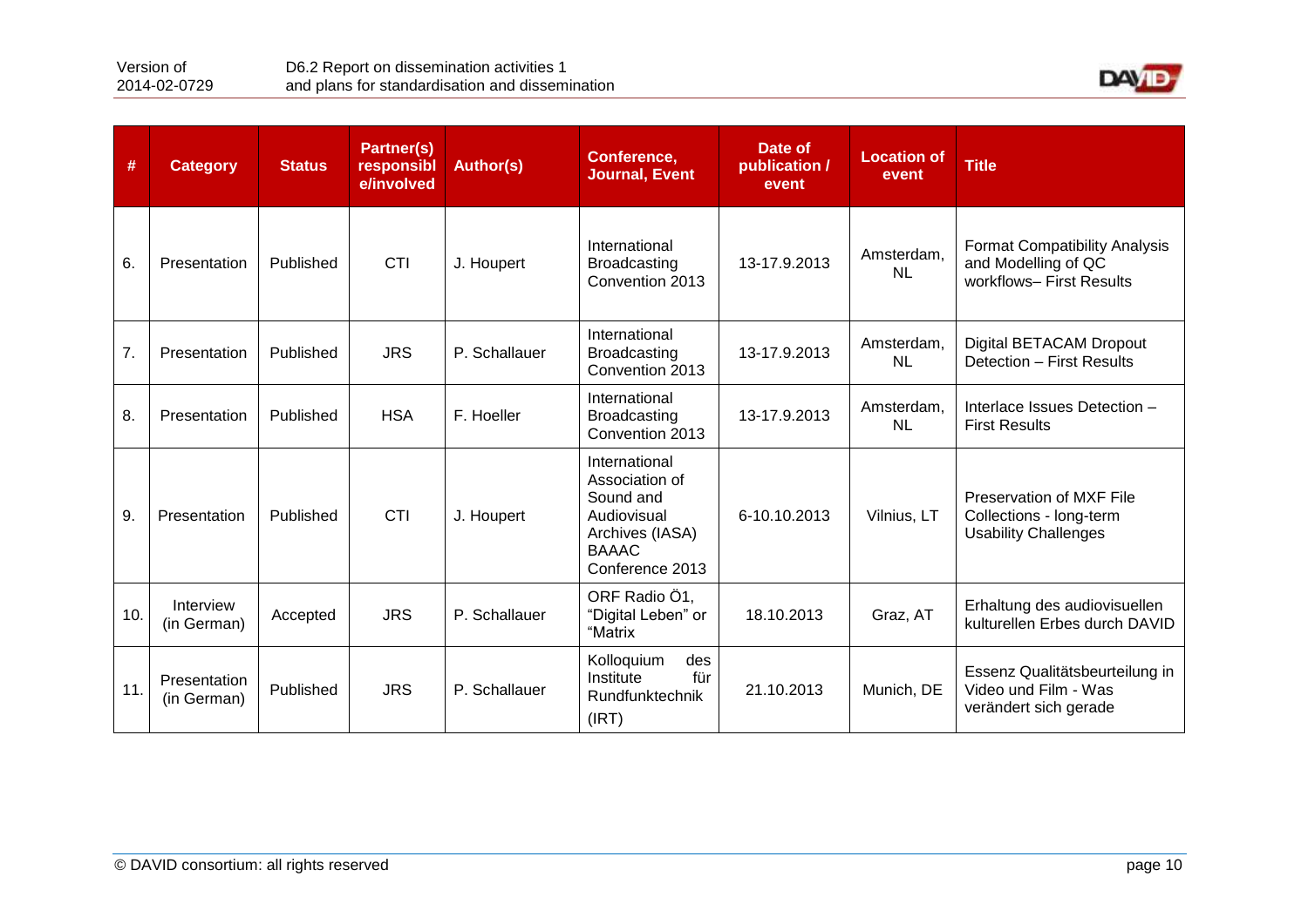| # | Category | Status | Partner(s) responsible/involved | Author(s) | Conference, Journal, Event | Date of publication / event | Location of event | Title |
|---|---|---|---|---|---|---|---|---|
| 6. | Presentation | Published | CTI | J. Houpert | International Broadcasting Convention 2013 | 13-17.9.2013 | Amsterdam, NL | Format Compatibility Analysis and Modelling of QC workflows– First Results |
| 7. | Presentation | Published | JRS | P. Schallauer | International Broadcasting Convention 2013 | 13-17.9.2013 | Amsterdam, NL | Digital BETACAM Dropout Detection – First Results |
| 8. | Presentation | Published | HSA | F. Hoeller | International Broadcasting Convention 2013 | 13-17.9.2013 | Amsterdam, NL | Interlace Issues Detection – First Results |
| 9. | Presentation | Published | CTI | J. Houpert | International Association of Sound and Audiovisual Archives (IASA) BAAAC Conference 2013 | 6-10.10.2013 | Vilnius, LT | Preservation of MXF File Collections - long-term Usability Challenges |
| 10. | Interview (in German) | Accepted | JRS | P. Schallauer | ORF Radio Ö1, "Digital Leben" or "Matrix | 18.10.2013 | Graz, AT | Erhaltung des audiovisuellen kulturellen Erbes durch DAVID |
| 11. | Presentation (in German) | Published | JRS | P. Schallauer | Kolloquium des Institute für Rundfunktechnik (IRT) | 21.10.2013 | Munich, DE | Essenz Qualitätsbeurteilung in Video und Film - Was verändert sich gerade |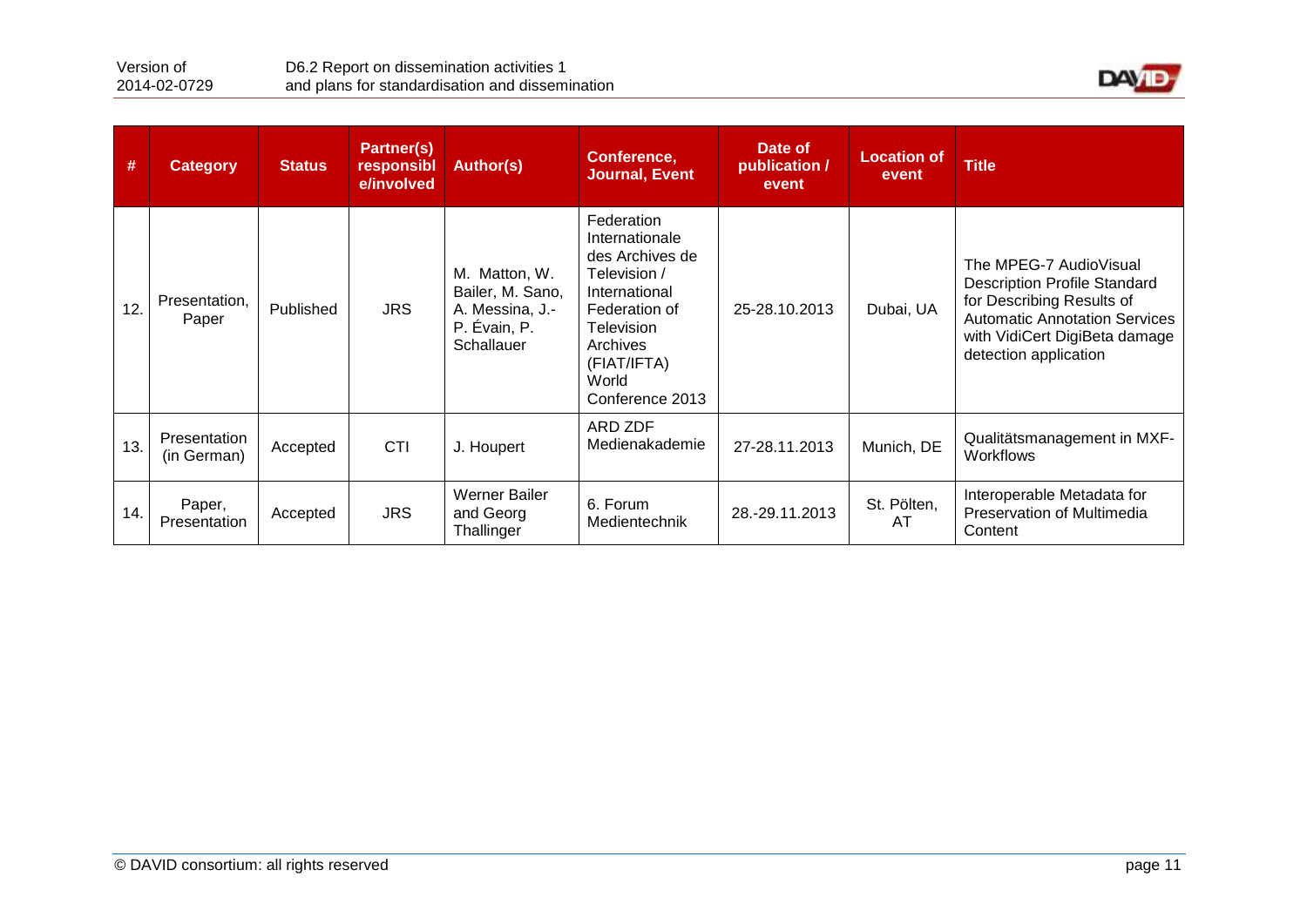| # | Category | Status | Partner(s) responsible/involved | Author(s) | Conference, Journal, Event | Date of publication / event | Location of event | Title |
|---|---|---|---|---|---|---|---|---|
| 12. | Presentation, Paper | Published | JRS | M. Matton, W. Bailer, M. Sano, A. Messina, J.-P. Évain, P. Schallauer | Federation Internationale des Archives de Television / International Federation of Television Archives (FIAT/IFTA) World Conference 2013 | 25-28.10.2013 | Dubai, UA | The MPEG-7 AudioVisual Description Profile Standard for Describing Results of Automatic Annotation Services with VidiCert DigiBeta damage detection application |
| 13. | Presentation (in German) | Accepted | CTI | J. Houpert | ARD ZDF Medienakademie | 27-28.11.2013 | Munich, DE | Qualitätsmanagement in MXF-Workflows |
| 14. | Paper, Presentation | Accepted | JRS | Werner Bailer and Georg Thallinger | 6. Forum Medientechnik | 28.-29.11.2013 | St. Pölten, AT | Interoperable Metadata for Preservation of Multimedia Content |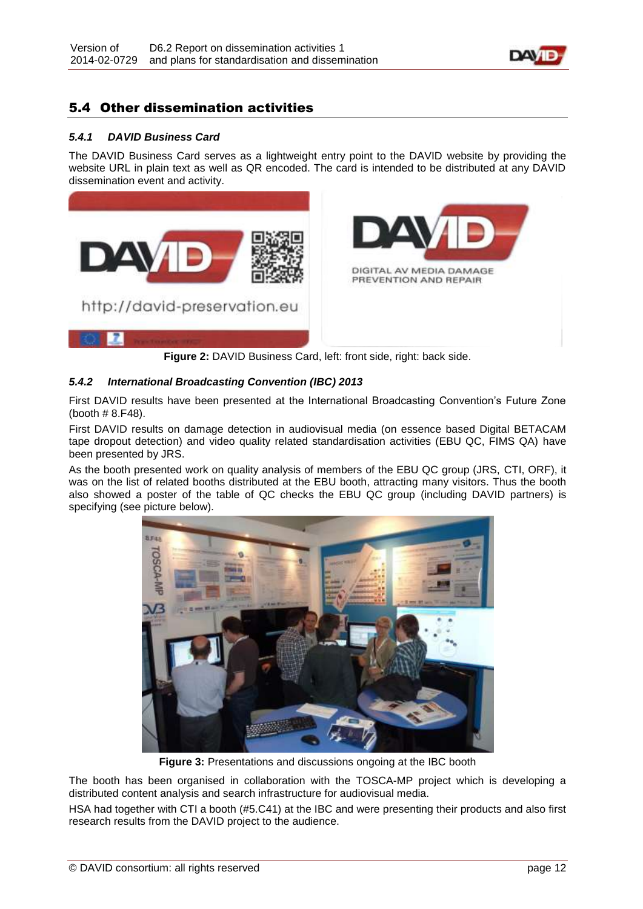## 5.4 Other dissemination activities

### *5.4.1 DAVID Business Card*

The DAVID Business Card serves as a lightweight entry point to the DAVID website by providing the website URL in plain text as well as QR encoded. The card is intended to be distributed at any DAVID dissemination event and activity.

**Figure 2:** DAVID Business Card, left: front side, right: back side.

### *5.4.2 International Broadcasting Convention (IBC) 2013*

First DAVID results have been presented at the International Broadcasting Convention's Future Zone (booth # 8.F48).

First DAVID results on damage detection in audiovisual media (on essence based Digital BETACAM tape dropout detection) and video quality related standardisation activities (EBU QC, FIMS QA) have been presented by JRS.

As the booth presented work on quality analysis of members of the EBU QC group (JRS, CTI, ORF), it was on the list of related booths distributed at the EBU booth, attracting many visitors. Thus the booth also showed a poster of the table of QC checks the EBU QC group (including DAVID partners) is specifying (see picture below).

**Figure 3:** Presentations and discussions ongoing at the IBC booth

The booth has been organised in collaboration with the TOSCA-MP project which is developing a distributed content analysis and search infrastructure for audiovisual media.

HSA had together with CTI a booth (#5.C41) at the IBC and were presenting their products and also first research results from the DAVID project to the audience.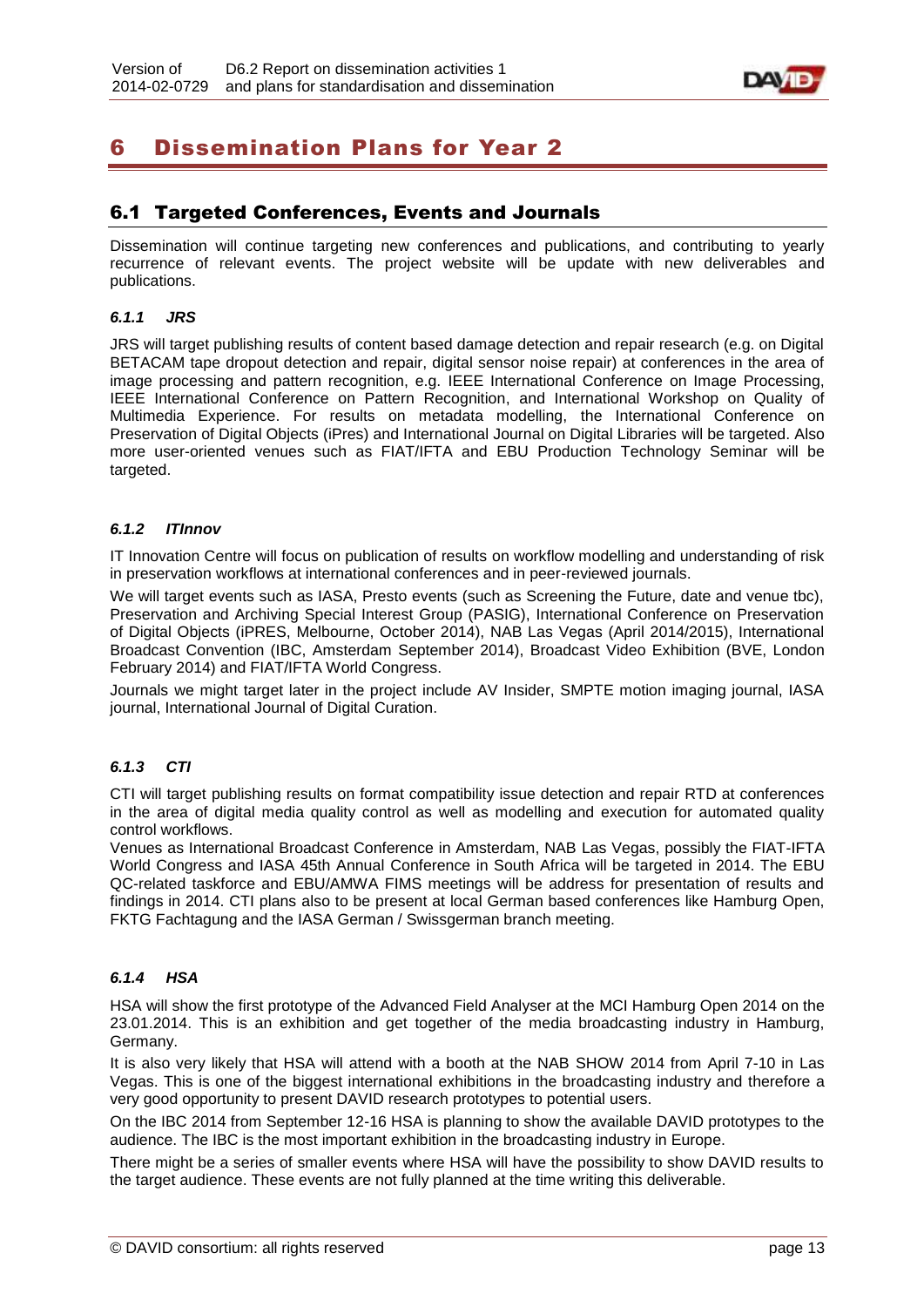# 6 Dissemination Plans for Year 2

## 6.1 Targeted Conferences, Events and Journals

Dissemination will continue targeting new conferences and publications, and contributing to yearly recurrence of relevant events. The project website will be update with new deliverables and publications.

### *6.1.1 JRS*

JRS will target publishing results of content based damage detection and repair research (e.g. on Digital BETACAM tape dropout detection and repair, digital sensor noise repair) at conferences in the area of image processing and pattern recognition, e.g. IEEE International Conference on Image Processing, IEEE International Conference on Pattern Recognition, and International Workshop on Quality of Multimedia Experience. For results on metadata modelling, the International Conference on Preservation of Digital Objects (iPres) and International Journal on Digital Libraries will be targeted. Also more user-oriented venues such as FIAT/IFTA and EBU Production Technology Seminar will be targeted.

### *6.1.2 ITInnov*

IT Innovation Centre will focus on publication of results on workflow modelling and understanding of risk in preservation workflows at international conferences and in peer-reviewed journals.

We will target events such as IASA, Presto events (such as Screening the Future, date and venue tbc), Preservation and Archiving Special Interest Group (PASIG), International Conference on Preservation of Digital Objects (iPRES, Melbourne, October 2014), NAB Las Vegas (April 2014/2015), International Broadcast Convention (IBC, Amsterdam September 2014), Broadcast Video Exhibition (BVE, London February 2014) and FIAT/IFTA World Congress.

Journals we might target later in the project include AV Insider, SMPTE motion imaging journal, IASA journal, International Journal of Digital Curation.

### *6.1.3 CTI*

CTI will target publishing results on format compatibility issue detection and repair RTD at conferences in the area of digital media quality control as well as modelling and execution for automated quality control workflows.

Venues as International Broadcast Conference in Amsterdam, NAB Las Vegas, possibly the FIAT-IFTA World Congress and IASA 45th Annual Conference in South Africa will be targeted in 2014. The EBU QC-related taskforce and EBU/AMWA FIMS meetings will be address for presentation of results and findings in 2014. CTI plans also to be present at local German based conferences like Hamburg Open, FKTG Fachtagung and the IASA German / Swissgerman branch meeting.

### *6.1.4 HSA*

HSA will show the first prototype of the Advanced Field Analyser at the MCI Hamburg Open 2014 on the 23.01.2014. This is an exhibition and get together of the media broadcasting industry in Hamburg, Germany.

It is also very likely that HSA will attend with a booth at the NAB SHOW 2014 from April 7-10 in Las Vegas. This is one of the biggest international exhibitions in the broadcasting industry and therefore a very good opportunity to present DAVID research prototypes to potential users.

On the IBC 2014 from September 12-16 HSA is planning to show the available DAVID prototypes to the audience. The IBC is the most important exhibition in the broadcasting industry in Europe.

There might be a series of smaller events where HSA will have the possibility to show DAVID results to the target audience. These events are not fully planned at the time writing this deliverable.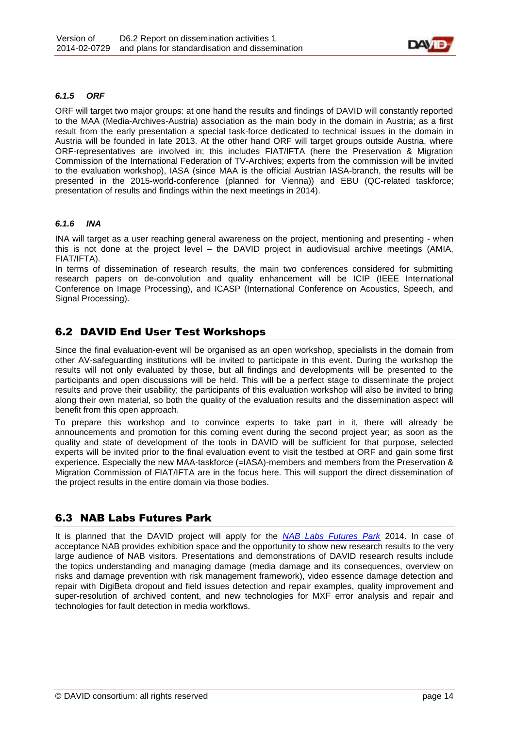#### *6.1.5 ORF*

ORF will target two major groups: at one hand the results and findings of DAVID will constantly reported to the MAA (Media-Archives-Austria) association as the main body in the domain in Austria; as a first result from the early presentation a special task-force dedicated to technical issues in the domain in Austria will be founded in late 2013. At the other hand ORF will target groups outside Austria, where ORF-representatives are involved in; this includes FIAT/IFTA (here the Preservation & Migration Commission of the International Federation of TV-Archives; experts from the commission will be invited to the evaluation workshop), IASA (since MAA is the official Austrian IASA-branch, the results will be presented in the 2015-world-conference (planned for Vienna)) and EBU (QC-related taskforce; presentation of results and findings within the next meetings in 2014).

#### *6.1.6 INA*

INA will target as a user reaching general awareness on the project, mentioning and presenting - when this is not done at the project level – the DAVID project in audiovisual archive meetings (AMIA, FIAT/IFTA).

In terms of dissemination of research results, the main two conferences considered for submitting research papers on de-convolution and quality enhancement will be ICIP (IEEE International Conference on Image Processing), and ICASP (International Conference on Acoustics, Speech, and Signal Processing).

## 6.2 DAVID End User Test Workshops

Since the final evaluation-event will be organised as an open workshop, specialists in the domain from other AV-safeguarding institutions will be invited to participate in this event. During the workshop the results will not only evaluated by those, but all findings and developments will be presented to the participants and open discussions will be held. This will be a perfect stage to disseminate the project results and prove their usability; the participants of this evaluation workshop will also be invited to bring along their own material, so both the quality of the evaluation results and the dissemination aspect will benefit from this open approach.

To prepare this workshop and to convince experts to take part in it, there will already be announcements and promotion for this coming event during the second project year; as soon as the quality and state of development of the tools in DAVID will be sufficient for that purpose, selected experts will be invited prior to the final evaluation event to visit the testbed at ORF and gain some first experience. Especially the new MAA-taskforce (=IASA)-members and members from the Preservation & Migration Commission of FIAT/IFTA are in the focus here. This will support the direct dissemination of the project results in the entire domain via those bodies.

## 6.3 NAB Labs Futures Park

It is planned that the DAVID project will apply for the *NAB Labs Futures Park* 2014. In case of acceptance NAB provides exhibition space and the opportunity to show new research results to the very large audience of NAB visitors. Presentations and demonstrations of DAVID research results include the topics understanding and managing damage (media damage and its consequences, overview on risks and damage prevention with risk management framework), video essence damage detection and repair with DigiBeta dropout and field issues detection and repair examples, quality improvement and super-resolution of archived content, and new technologies for MXF error analysis and repair and technologies for fault detection in media workflows.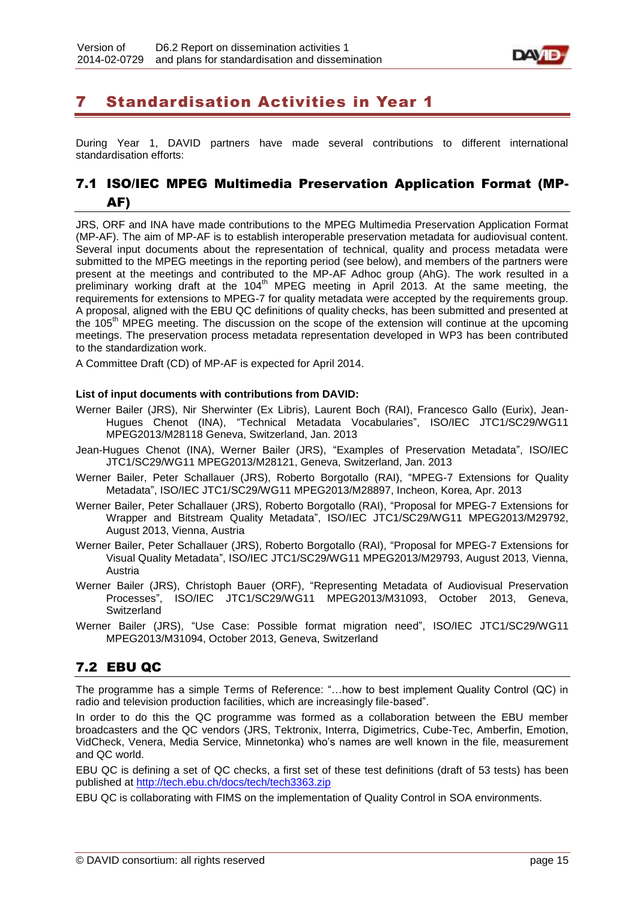# 7 Standardisation Activities in Year 1

During Year 1, DAVID partners have made several contributions to different international standardisation efforts:

## 7.1 ISO/IEC MPEG Multimedia Preservation Application Format (MP-AF)

JRS, ORF and INA have made contributions to the MPEG Multimedia Preservation Application Format (MP-AF). The aim of MP-AF is to establish interoperable preservation metadata for audiovisual content. Several input documents about the representation of technical, quality and process metadata were submitted to the MPEG meetings in the reporting period (see below), and members of the partners were present at the meetings and contributed to the MP-AF Adhoc group (AhG). The work resulted in a preliminary working draft at the 104th MPEG meeting in April 2013. At the same meeting, the requirements for extensions to MPEG-7 for quality metadata were accepted by the requirements group. A proposal, aligned with the EBU QC definitions of quality checks, has been submitted and presented at the 105th MPEG meeting. The discussion on the scope of the extension will continue at the upcoming meetings. The preservation process metadata representation developed in WP3 has been contributed to the standardization work.

A Committee Draft (CD) of MP-AF is expected for April 2014.

**List of input documents with contributions from DAVID:**

Werner Bailer (JRS), Nir Sherwinter (Ex Libris), Laurent Boch (RAI), Francesco Gallo (Eurix), Jean-Hugues Chenot (INA), “Technical Metadata Vocabularies”, ISO/IEC JTC1/SC29/WG11 MPEG2013/M28118 Geneva, Switzerland, Jan. 2013

Jean-Hugues Chenot (INA), Werner Bailer (JRS), “Examples of Preservation Metadata”, ISO/IEC JTC1/SC29/WG11 MPEG2013/M28121, Geneva, Switzerland, Jan. 2013

Werner Bailer, Peter Schallauer (JRS), Roberto Borgotallo (RAI), “MPEG-7 Extensions for Quality Metadata”, ISO/IEC JTC1/SC29/WG11 MPEG2013/M28897, Incheon, Korea, Apr. 2013

Werner Bailer, Peter Schallauer (JRS), Roberto Borgotallo (RAI), “Proposal for MPEG-7 Extensions for Wrapper and Bitstream Quality Metadata”, ISO/IEC JTC1/SC29/WG11 MPEG2013/M29792, August 2013, Vienna, Austria

Werner Bailer, Peter Schallauer (JRS), Roberto Borgotallo (RAI), “Proposal for MPEG-7 Extensions for Visual Quality Metadata”, ISO/IEC JTC1/SC29/WG11 MPEG2013/M29793, August 2013, Vienna, Austria

Werner Bailer (JRS), Christoph Bauer (ORF), “Representing Metadata of Audiovisual Preservation Processes”, ISO/IEC JTC1/SC29/WG11 MPEG2013/M31093, October 2013, Geneva, Switzerland

Werner Bailer (JRS), “Use Case: Possible format migration need”, ISO/IEC JTC1/SC29/WG11 MPEG2013/M31094, October 2013, Geneva, Switzerland

## 7.2 EBU QC

The programme has a simple Terms of Reference: “…how to best implement Quality Control (QC) in radio and television production facilities, which are increasingly file-based”.

In order to do this the QC programme was formed as a collaboration between the EBU member broadcasters and the QC vendors (JRS, Tektronix, Interra, Digimetrics, Cube-Tec, Amberfin, Emotion, VidCheck, Venera, Media Service, Minnetonka) who’s names are well known in the file, measurement and QC world.

EBU QC is defining a set of QC checks, a first set of these test definitions (draft of 53 tests) has been published at http://tech.ebu.ch/docs/tech/tech3363.zip

EBU QC is collaborating with FIMS on the implementation of Quality Control in SOA environments.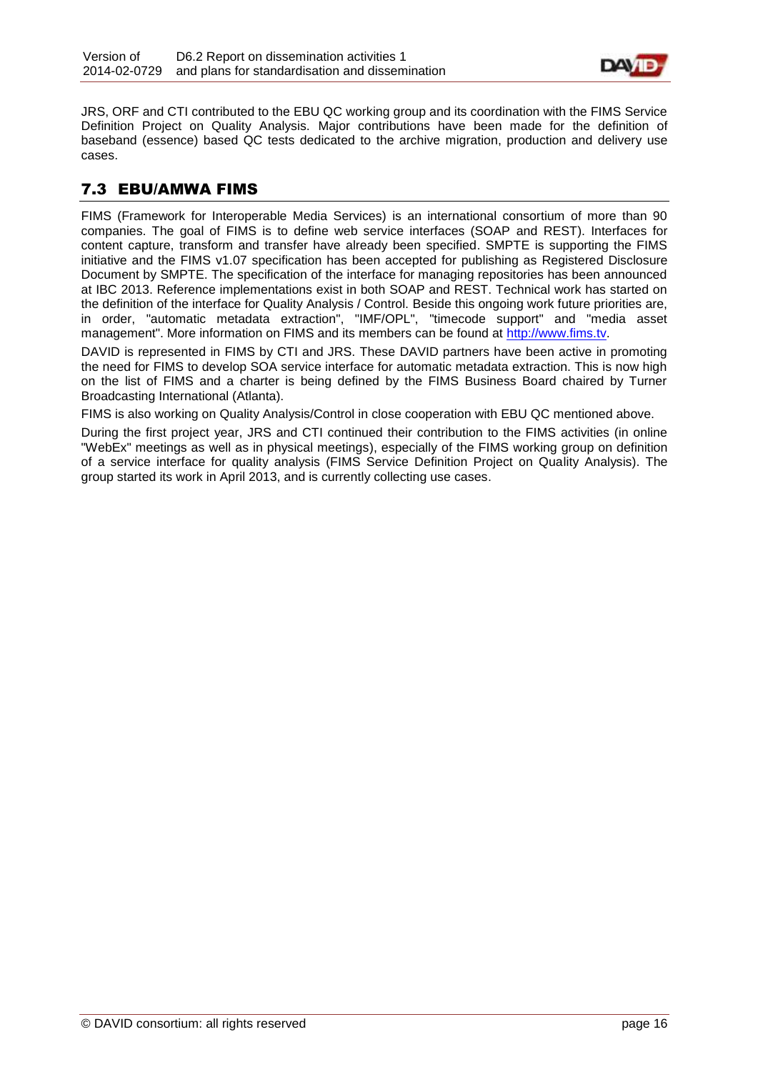JRS, ORF and CTI contributed to the EBU QC working group and its coordination with the FIMS Service Definition Project on Quality Analysis. Major contributions have been made for the definition of baseband (essence) based QC tests dedicated to the archive migration, production and delivery use cases.

## 7.3 EBU/AMWA FIMS

FIMS (Framework for Interoperable Media Services) is an international consortium of more than 90 companies. The goal of FIMS is to define web service interfaces (SOAP and REST). Interfaces for content capture, transform and transfer have already been specified. SMPTE is supporting the FIMS initiative and the FIMS v1.07 specification has been accepted for publishing as Registered Disclosure Document by SMPTE. The specification of the interface for managing repositories has been announced at IBC 2013. Reference implementations exist in both SOAP and REST. Technical work has started on the definition of the interface for Quality Analysis / Control. Beside this ongoing work future priorities are, in order, "automatic metadata extraction", "IMF/OPL", "timecode support" and "media asset management". More information on FIMS and its members can be found at [http://www.fims.tv](http://www.fims.tv).

DAVID is represented in FIMS by CTI and JRS. These DAVID partners have been active in promoting the need for FIMS to develop SOA service interface for automatic metadata extraction. This is now high on the list of FIMS and a charter is being defined by the FIMS Business Board chaired by Turner Broadcasting International (Atlanta).

FIMS is also working on Quality Analysis/Control in close cooperation with EBU QC mentioned above.

During the first project year, JRS and CTI continued their contribution to the FIMS activities (in online "WebEx" meetings as well as in physical meetings), especially of the FIMS working group on definition of a service interface for quality analysis (FIMS Service Definition Project on Quality Analysis). The group started its work in April 2013, and is currently collecting use cases.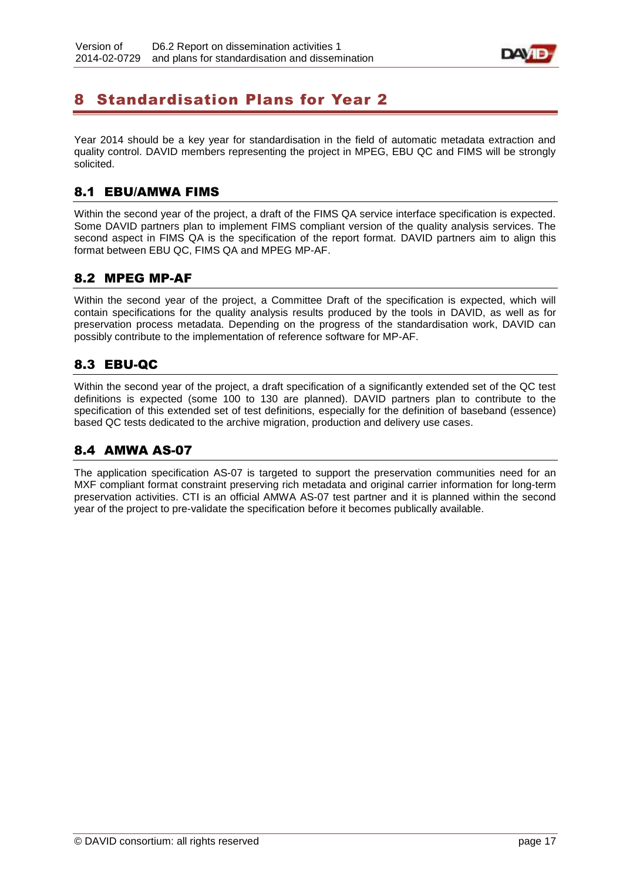# 8 Standardisation Plans for Year 2

Year 2014 should be a key year for standardisation in the field of automatic metadata extraction and quality control. DAVID members representing the project in MPEG, EBU QC and FIMS will be strongly solicited.

## 8.1 EBU/AMWA FIMS

Within the second year of the project, a draft of the FIMS QA service interface specification is expected. Some DAVID partners plan to implement FIMS compliant version of the quality analysis services. The second aspect in FIMS QA is the specification of the report format. DAVID partners aim to align this format between EBU QC, FIMS QA and MPEG MP-AF.

## 8.2 MPEG MP-AF

Within the second year of the project, a Committee Draft of the specification is expected, which will contain specifications for the quality analysis results produced by the tools in DAVID, as well as for preservation process metadata. Depending on the progress of the standardisation work, DAVID can possibly contribute to the implementation of reference software for MP-AF.

## 8.3 EBU-QC

Within the second year of the project, a draft specification of a significantly extended set of the QC test definitions is expected (some 100 to 130 are planned). DAVID partners plan to contribute to the specification of this extended set of test definitions, especially for the definition of baseband (essence) based QC tests dedicated to the archive migration, production and delivery use cases.

## 8.4 AMWA AS-07

The application specification AS-07 is targeted to support the preservation communities need for an MXF compliant format constraint preserving rich metadata and original carrier information for long-term preservation activities. CTI is an official AMWA AS-07 test partner and it is planned within the second year of the project to pre-validate the specification before it becomes publically available.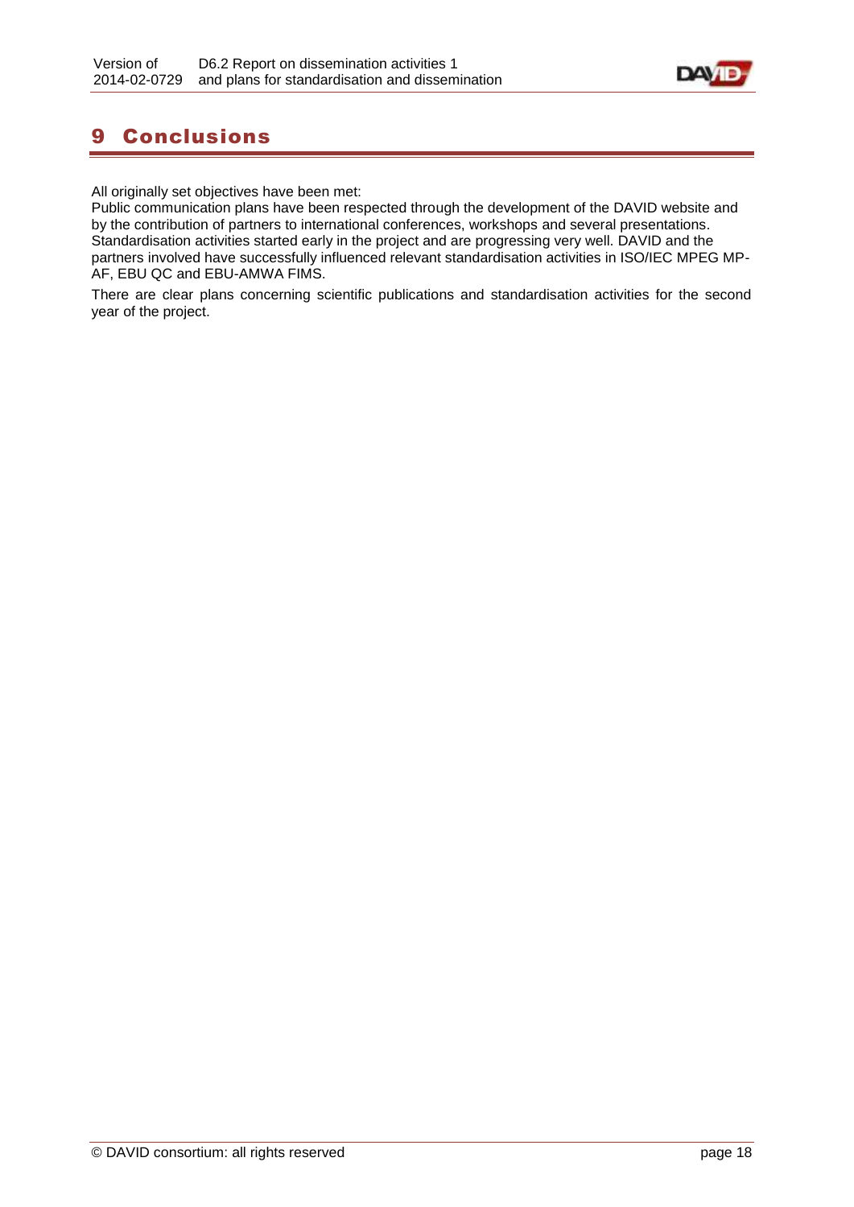# 9 Conclusions

All originally set objectives have been met:

Public communication plans have been respected through the development of the DAVID website and by the contribution of partners to international conferences, workshops and several presentations. Standardisation activities started early in the project and are progressing very well. DAVID and the partners involved have successfully influenced relevant standardisation activities in ISO/IEC MPEG MP-AF, EBU QC and EBU-AMWA FIMS.

There are clear plans concerning scientific publications and standardisation activities for the second year of the project.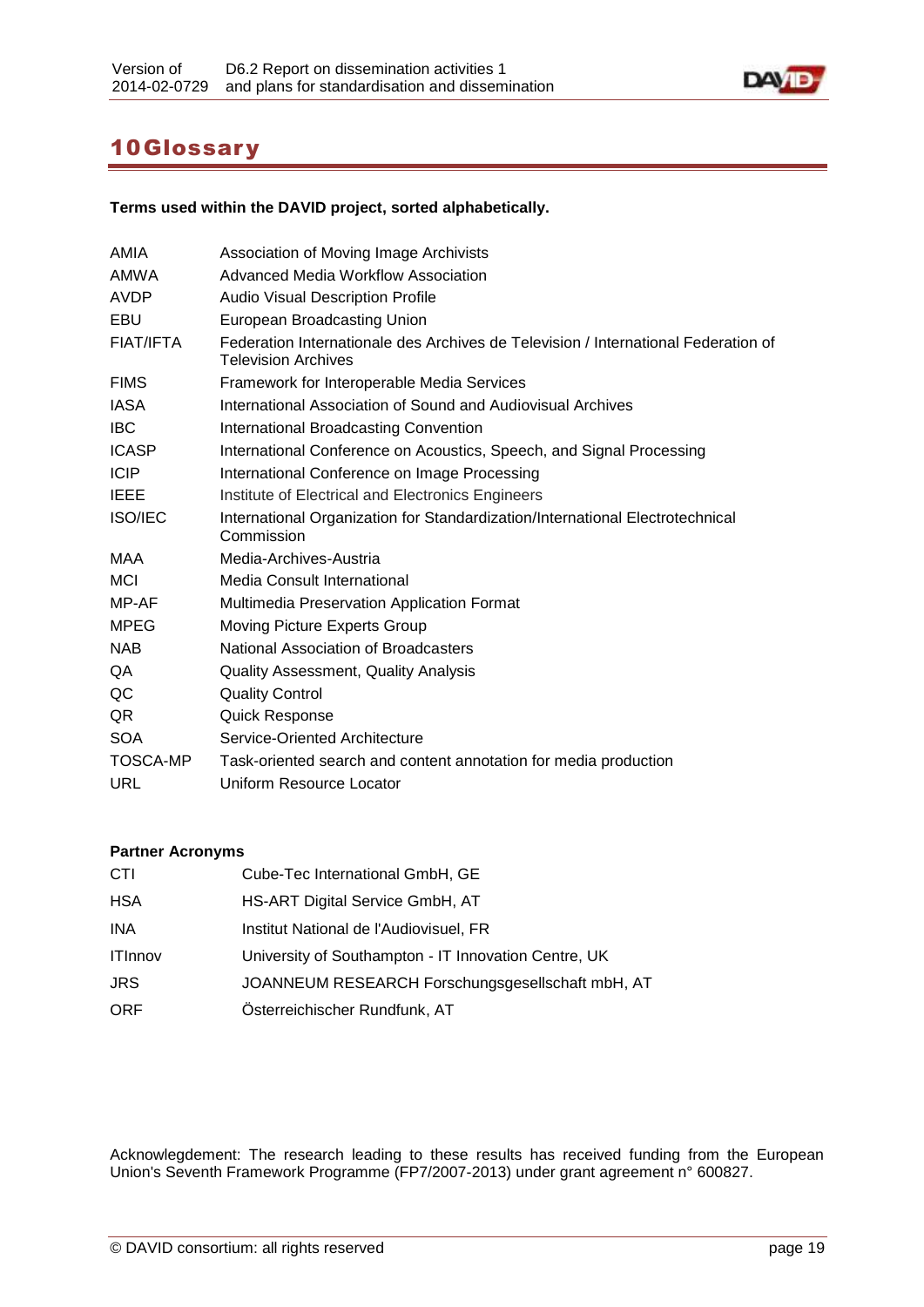# 10 Glossary

**Terms used within the DAVID project, sorted alphabetically.**

| | |
|---|---|
| AMIA | Association of Moving Image Archivists |
| AMWA | Advanced Media Workflow Association |
| AVDP | Audio Visual Description Profile |
| EBU | European Broadcasting Union |
| FIAT/IFTA | Federation Internationale des Archives de Television / International Federation of Television Archives |
| FIMS | Framework for Interoperable Media Services |
| IASA | International Association of Sound and Audiovisual Archives |
| IBC | International Broadcasting Convention |
| ICASP | International Conference on Acoustics, Speech, and Signal Processing |
| ICIP | International Conference on Image Processing |
| IEEE | Institute of Electrical and Electronics Engineers |
| ISO/IEC | International Organization for Standardization/International Electrotechnical Commission |
| MAA | Media-Archives-Austria |
| MCI | Media Consult International |
| MP-AF | Multimedia Preservation Application Format |
| MPEG | Moving Picture Experts Group |
| NAB | National Association of Broadcasters |
| QA | Quality Assessment, Quality Analysis |
| QC | Quality Control |
| QR | Quick Response |
| SOA | Service-Oriented Architecture |
| TOSCA-MP | Task-oriented search and content annotation for media production |
| URL | Uniform Resource Locator |

**Partner Acronyms**

| | |
|---|---|
| CTI | Cube-Tec International GmbH, GE |
| HSA | HS-ART Digital Service GmbH, AT |
| INA | Institut National de l'Audiovisuel, FR |
| ITInnov | University of Southampton - IT Innovation Centre, UK |
| JRS | JOANNEUM RESEARCH Forschungsgesellschaft mbH, AT |
| ORF | Österreichischer Rundfunk, AT |

Acknowlegdement: The research leading to these results has received funding from the European Union's Seventh Framework Programme (FP7/2007-2013) under grant agreement n° 600827.